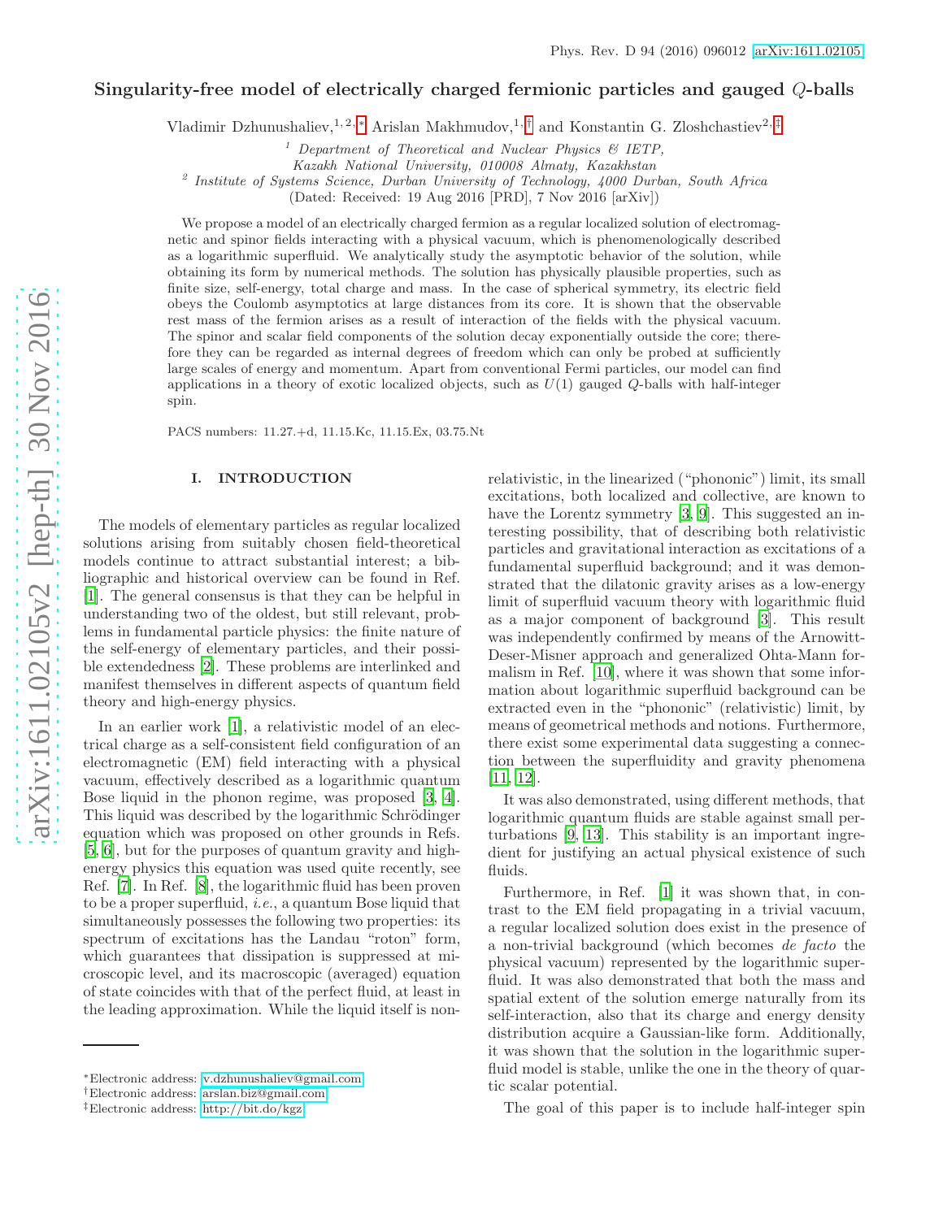# Singularity-free model of electrically charged fermionic particles and gauged $Q$-balls

Vladimir Dzhunushaliev,[1,2,*] Arislan Makhmudov,[1,†] and Konstantin G. Zloshchastiev[2,‡]

[1] *Department of Theoretical and Nuclear Physics & IETP, Kazakh National University, 010008 Almaty, Kazakhstan*

[2] *Institute of Systems Science, Durban University of Technology, 4000 Durban, South Africa*

(Dated: Received: 19 Aug 2016 [PRD], 7 Nov 2016 [arXiv])

We propose a model of an electrically charged fermion as a regular localized solution of electromagnetic and spinor fields interacting with a physical vacuum, which is phenomenologically described as a logarithmic superfluid. We analytically study the asymptotic behavior of the solution, while obtaining its form by numerical methods. The solution has physically plausible properties, such as finite size, self-energy, total charge and mass. In the case of spherical symmetry, its electric field obeys the Coulomb asymptotics at large distances from its core. It is shown that the observable rest mass of the fermion arises as a result of interaction of the fields with the physical vacuum. The spinor and scalar field components of the solution decay exponentially outside the core; therefore they can be regarded as internal degrees of freedom which can only be probed at sufficiently large scales of energy and momentum. Apart from conventional Fermi particles, our model can find applications in a theory of exotic localized objects, such as $U(1)$ gauged $Q$-balls with half-integer spin.

PACS numbers: 11.27.+d, 11.15.Kc, 11.15.Ex, 03.75.Nt

## I. INTRODUCTION

The models of elementary particles as regular localized solutions arising from suitably chosen field-theoretical models continue to attract substantial interest; a bibliographic and historical overview can be found in Ref. [1]. The general consensus is that they can be helpful in understanding two of the oldest, but still relevant, problems in fundamental particle physics: the finite nature of the self-energy of elementary particles, and their possible extendedness [2]. These problems are interlinked and manifest themselves in different aspects of quantum field theory and high-energy physics.

In an earlier work [1], a relativistic model of an electrical charge as a self-consistent field configuration of an electromagnetic (EM) field interacting with a physical vacuum, effectively described as a logarithmic quantum Bose liquid in the phonon regime, was proposed [3, 4]. This liquid was described by the logarithmic Schrödinger equation which was proposed on other grounds in Refs. [5, 6], but for the purposes of quantum gravity and high-energy physics this equation was used quite recently, see Ref. [7]. In Ref. [8], the logarithmic fluid has been proven to be a proper superfluid, *i.e.*, a quantum Bose liquid that simultaneously possesses the following two properties: its spectrum of excitations has the Landau "roton" form, which guarantees that dissipation is suppressed at microscopic level, and its macroscopic (averaged) equation of state coincides with that of the perfect fluid, at least in the leading approximation. While the liquid itself is non-relativistic, in the linearized ("phononic") limit, its small excitations, both localized and collective, are known to have the Lorentz symmetry [3, 9]. This suggested an interesting possibility, that of describing both relativistic particles and gravitational interaction as excitations of a fundamental superfluid background; and it was demonstrated that the dilatonic gravity arises as a low-energy limit of superfluid vacuum theory with logarithmic fluid as a major component of background [3]. This result was independently confirmed by means of the Arnowitt-Deser-Misner approach and generalized Ohta-Mann formalism in Ref. [10], where it was shown that some information about logarithmic superfluid background can be extracted even in the "phononic" (relativistic) limit, by means of geometrical methods and notions. Furthermore, there exist some experimental data suggesting a connection between the superfluidity and gravity phenomena [11, 12].

It was also demonstrated, using different methods, that logarithmic quantum fluids are stable against small perturbations [9, 13]. This stability is an important ingredient for justifying an actual physical existence of such fluids.

Furthermore, in Ref. [1] it was shown that, in contrast to the EM field propagating in a trivial vacuum, a regular localized solution does exist in the presence of a non-trivial background (which becomes *de facto* the physical vacuum) represented by the logarithmic superfluid. It was also demonstrated that both the mass and spatial extent of the solution emerge naturally from its self-interaction, also that its charge and energy density distribution acquire a Gaussian-like form. Additionally, it was shown that the solution in the logarithmic superfluid model is stable, unlike the one in the theory of quartic scalar potential.

The goal of this paper is to include half-integer spin

*Electronic address: v.dzhunushaliev@gmail.com
†Electronic address: arslan.biz@gmail.com
‡Electronic address: http://bit.do/kgz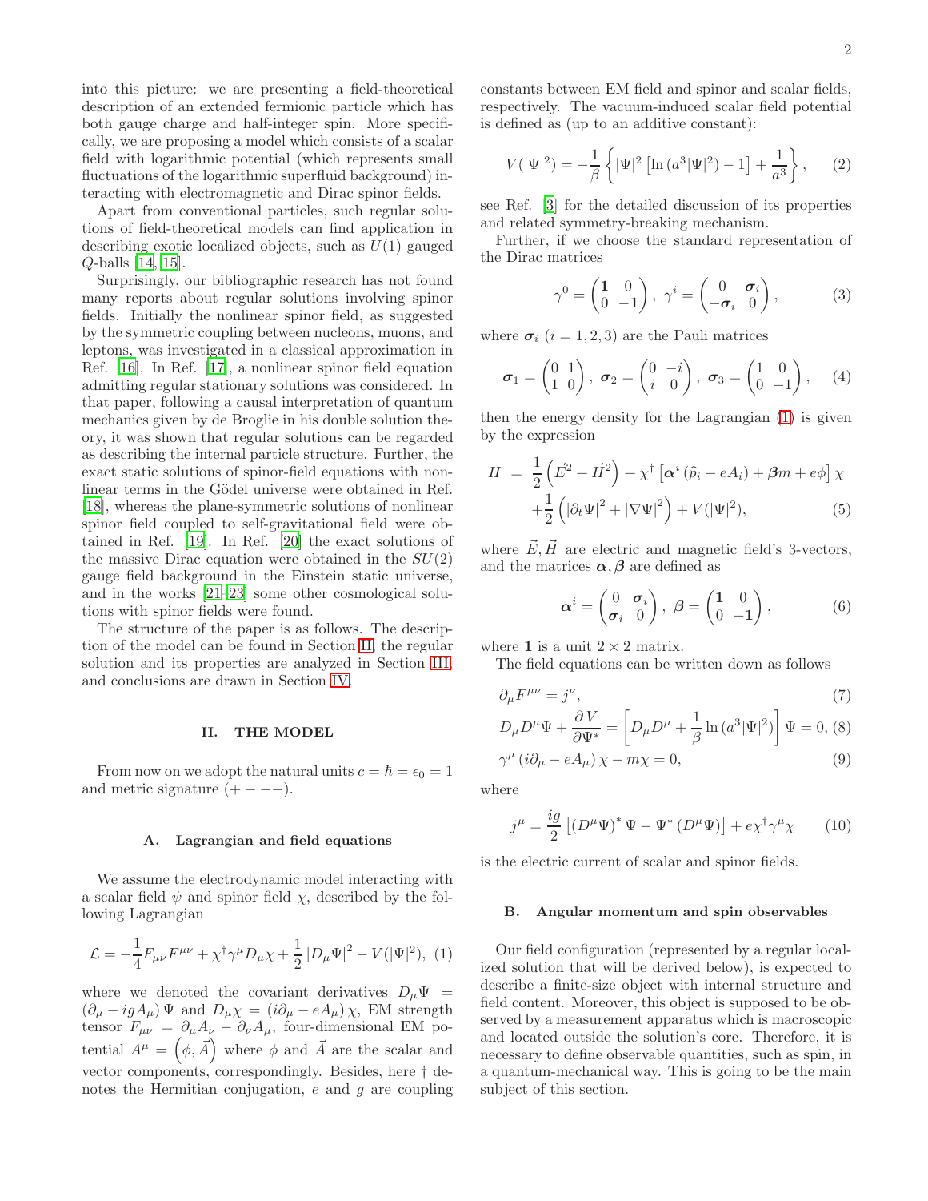into this picture: we are presenting a field-theoretical description of an extended fermionic particle which has both gauge charge and half-integer spin. More specifically, we are proposing a model which consists of a scalar field with logarithmic potential (which represents small fluctuations of the logarithmic superfluid background) interacting with electromagnetic and Dirac spinor fields.

Apart from conventional particles, such regular solutions of field-theoretical models can find application in describing exotic localized objects, such as $U(1)$ gauged $Q$-balls [14, 15].

Surprisingly, our bibliographic research has not found many reports about regular solutions involving spinor fields. Initially the nonlinear spinor field, as suggested by the symmetric coupling between nucleons, muons, and leptons, was investigated in a classical approximation in Ref. [16]. In Ref. [17], a nonlinear spinor field equation admitting regular stationary solutions was considered. In that paper, following a causal interpretation of quantum mechanics given by de Broglie in his double solution theory, it was shown that regular solutions can be regarded as describing the internal particle structure. Further, the exact static solutions of spinor-field equations with nonlinear terms in the Gödel universe were obtained in Ref. [18], whereas the plane-symmetric solutions of nonlinear spinor field coupled to self-gravitational field were obtained in Ref. [19]. In Ref. [20] the exact solutions of the massive Dirac equation were obtained in the $SU(2)$ gauge field background in the Einstein static universe, and in the works [21–23] some other cosmological solutions with spinor fields were found.

The structure of the paper is as follows. The description of the model can be found in Section II, the regular solution and its properties are analyzed in Section III, and conclusions are drawn in Section IV.

## II. THE MODEL

From now on we adopt the natural units $c = \hbar = \epsilon_0 = 1$ and metric signature $(+ - - -)$.

### A. Lagrangian and field equations

We assume the electrodynamic model interacting with a scalar field $\psi$ and spinor field $\chi$, described by the following Lagrangian

$$\mathcal{L} = -\frac{1}{4} F_{\mu\nu} F^{\mu\nu} + \chi^\dagger \gamma^\mu D_\mu \chi + \frac{1}{2} \left| D_\mu \Psi \right|^2 - V(|\Psi|^2), \quad (1)$$

where we denoted the covariant derivatives $D_\mu \Psi = (\partial_\mu - i g A_\mu) \Psi$ and $D_\mu \chi = (i \partial_\mu - e A_\mu) \chi$, EM strength tensor $F_{\mu\nu} = \partial_\mu A_\nu - \partial_\nu A_\mu$, four-dimensional EM potential $A^\mu = \left(\phi, \vec{A}\right)$ where $\phi$ and $\vec{A}$ are the scalar and vector components, correspondingly. Besides, here $\dagger$ denotes the Hermitian conjugation, $e$ and $g$ are coupling constants between EM field and spinor and scalar fields, respectively. The vacuum-induced scalar field potential is defined as (up to an additive constant):

$$V(|\Psi|^2) = -\frac{1}{\beta} \left\{ |\Psi|^2 \left[ \ln \left( a^3 |\Psi|^2 \right) - 1 \right] + \frac{1}{a^3} \right\}, \quad (2)$$

see Ref. [3] for the detailed discussion of its properties and related symmetry-breaking mechanism.

Further, if we choose the standard representation of the Dirac matrices

$$\gamma^0 = \begin{pmatrix} \mathbf{1} & 0 \\ 0 & -\mathbf{1} \end{pmatrix}, \; \gamma^i = \begin{pmatrix} 0 & \boldsymbol{\sigma}_i \\ -\boldsymbol{\sigma}_i & 0 \end{pmatrix}, \quad (3)$$

where $\boldsymbol{\sigma}_i$ $(i = 1, 2, 3)$ are the Pauli matrices

$$\boldsymbol{\sigma}_1 = \begin{pmatrix} 0 & 1 \\ 1 & 0 \end{pmatrix}, \; \boldsymbol{\sigma}_2 = \begin{pmatrix} 0 & -i \\ i & 0 \end{pmatrix}, \; \boldsymbol{\sigma}_3 = \begin{pmatrix} 1 & 0 \\ 0 & -1 \end{pmatrix}, \quad (4)$$

then the energy density for the Lagrangian (1) is given by the expression

$$\begin{aligned} H \; = \; & \frac{1}{2} \left( \vec{E}^2 + \vec{H}^2 \right) + \chi^\dagger \left[ \boldsymbol{\alpha}^i \left( \widehat{p}_i - e A_i \right) + \boldsymbol{\beta} m + e \phi \right] \chi \\ & + \frac{1}{2} \left( \left| \partial_t \Psi \right|^2 + \left| \nabla \Psi \right|^2 \right) + V(|\Psi|^2), \end{aligned} \quad (5)$$

where $\vec{E}, \vec{H}$ are electric and magnetic field's 3-vectors, and the matrices $\boldsymbol{\alpha}, \boldsymbol{\beta}$ are defined as

$$\boldsymbol{\alpha}^i = \begin{pmatrix} 0 & \boldsymbol{\sigma}_i \\ \boldsymbol{\sigma}_i & 0 \end{pmatrix}, \; \boldsymbol{\beta} = \begin{pmatrix} \mathbf{1} & 0 \\ 0 & -\mathbf{1} \end{pmatrix}, \quad (6)$$

where $\mathbf{1}$ is a unit $2 \times 2$ matrix.

The field equations can be written down as follows

$$\partial_\mu F^{\mu\nu} = j^\nu, \quad (7)$$

$$D_\mu D^\mu \Psi + \frac{\partial V}{\partial \Psi^*} = \left[ D_\mu D^\mu + \frac{1}{\beta} \ln \left( a^3 |\Psi|^2 \right) \right] \Psi = 0, \quad (8)$$

$$\gamma^\mu \left( i \partial_\mu - e A_\mu \right) \chi - m \chi = 0, \quad (9)$$

where

$$j^\mu = \frac{i g}{2} \left[ \left( D^\mu \Psi \right)^* \Psi - \Psi^* \left( D^\mu \Psi \right) \right] + e \chi^\dagger \gamma^\mu \chi \quad (10)$$

is the electric current of scalar and spinor fields.

### B. Angular momentum and spin observables

Our field configuration (represented by a regular localized solution that will be derived below), is expected to describe a finite-size object with internal structure and field content. Moreover, this object is supposed to be observed by a measurement apparatus which is macroscopic and located outside the solution's core. Therefore, it is necessary to define observable quantities, such as spin, in a quantum-mechanical way. This is going to be the main subject of this section.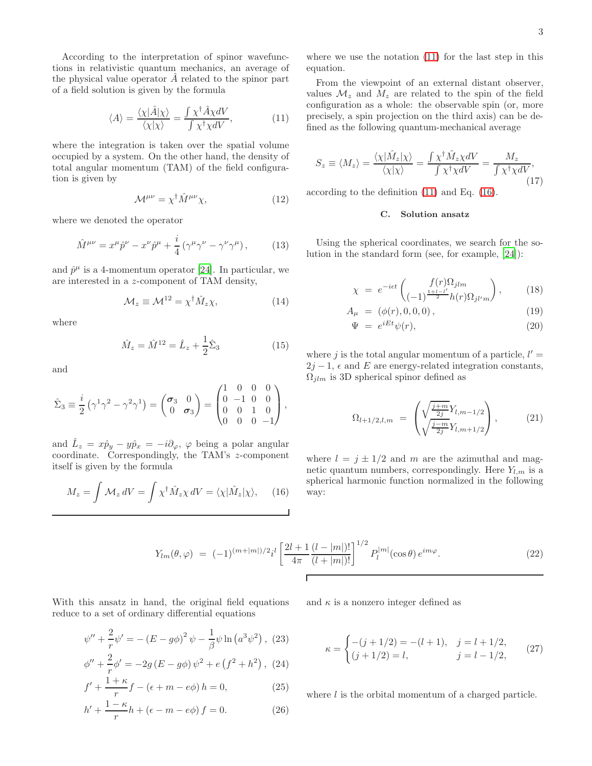According to the interpretation of spinor wavefunctions in relativistic quantum mechanics, an average of the physical value operator $\hat{A}$ related to the spinor part of a field solution is given by the formula

$$
\langle A \rangle = \frac{\langle \chi | \hat{A} | \chi \rangle}{\langle \chi | \chi \rangle} = \frac{\int \chi^\dagger \hat{A} \chi dV}{\int \chi^\dagger \chi dV}, \tag{11}
$$

where the integration is taken over the spatial volume occupied by a system. On the other hand, the density of total angular momentum (TAM) of the field configuration is given by

$$
\mathcal{M}^{\mu\nu} = \chi^\dagger \hat{M}^{\mu\nu} \chi, \tag{12}
$$

where we denoted the operator

$$
\hat{M}^{\mu\nu} = x^\mu \hat{p}^\nu - x^\nu \hat{p}^\mu + \frac{i}{4} \left( \gamma^\mu \gamma^\nu - \gamma^\nu \gamma^\mu \right), \tag{13}
$$

and $\hat{p}^\mu$ is a 4-momentum operator [24]. In particular, we are interested in a $z$-component of TAM density,

$$
\mathcal{M}_z \equiv \mathcal{M}^{12} = \chi^\dagger \hat{M}_z \chi, \tag{14}
$$

where

$$
\hat{M}_z = \hat{M}^{12} = \hat{L}_z + \frac{1}{2} \hat{\Sigma}_3 \tag{15}
$$

and

$$
\hat{\Sigma}_3 \equiv \frac{i}{2} \left( \gamma^1 \gamma^2 - \gamma^2 \gamma^1 \right) = \begin{pmatrix} \boldsymbol{\sigma}_3 & 0 \\ 0 & \boldsymbol{\sigma}_3 \end{pmatrix} = \begin{pmatrix} 1 & 0 & 0 & 0 \\ 0 & -1 & 0 & 0 \\ 0 & 0 & 1 & 0 \\ 0 & 0 & 0 & -1 \end{pmatrix},
$$

and $\hat{L}_z = x\hat{p}_y - y\hat{p}_x = -i\partial_\varphi$, $\varphi$ being a polar angular coordinate. Correspondingly, the TAM's $z$-component itself is given by the formula

$$
M_z = \int \mathcal{M}_z \, dV = \int \chi^\dagger \hat{M}_z \chi \, dV = \langle \chi | \hat{M}_z | \chi \rangle, \tag{16}
$$

where we use the notation (11) for the last step in this equation.

From the viewpoint of an external distant observer, values $\mathcal{M}_z$ and $M_z$ are related to the spin of the field configuration as a whole: the observable spin (or, more precisely, a spin projection on the third axis) can be defined as the following quantum-mechanical average

$$
S_z \equiv \langle M_z \rangle = \frac{\langle \chi | \hat{M}_z | \chi \rangle}{\langle \chi | \chi \rangle} = \frac{\int \chi^\dagger \hat{M}_z \chi dV}{\int \chi^\dagger \chi dV} = \frac{M_z}{\int \chi^\dagger \chi dV}, \tag{17}
$$

according to the definition (11) and Eq. (16).

### C. Solution ansatz

Using the spherical coordinates, we search for the solution in the standard form (see, for example, [24]):

$$
\chi = e^{-i\epsilon t} \begin{pmatrix} f(r) \Omega_{jlm} \\ (-1)^{\frac{1+l-l'}{2}} h(r) \Omega_{jl'm} \end{pmatrix}, \tag{18}
$$

$$
A_\mu = (\phi(r), 0, 0, 0), \tag{19}
$$

$$
\Psi = e^{iEt} \psi(r), \tag{20}
$$

where $j$ is the total angular momentum of a particle, $l' = 2j - 1$, $\epsilon$ and $E$ are energy-related integration constants, $\Omega_{jlm}$ is 3D spherical spinor defined as

$$
\Omega_{l+1/2,l,m} = \begin{pmatrix} \sqrt{\frac{j+m}{2j}} Y_{l,m-1/2} \\ \sqrt{\frac{j-m}{2j}} Y_{l,m+1/2} \end{pmatrix}, \tag{21}
$$

where $l = j \pm 1/2$ and $m$ are the azimuthal and magnetic quantum numbers, correspondingly. Here $Y_{l,m}$ is a spherical harmonic function normalized in the following way:

$$
Y_{lm}(\theta, \varphi) = (-1)^{(m+|m|)/2} i^l \left[ \frac{2l+1}{4\pi} \frac{(l-|m|)!}{(l+|m|)!} \right]^{1/2} P_l^{|m|}(\cos\theta) \, e^{im\varphi}. \tag{22}
$$

With this ansatz in hand, the original field equations reduce to a set of ordinary differential equations

$$
\psi'' + \frac{2}{r} \psi' = -\left(E - g\phi\right)^2 \psi - \frac{1}{\beta} \psi \ln\left(a^3 \psi^2\right), \tag{23}
$$

$$
\phi'' + \frac{2}{r} \phi' = -2g\left(E - g\phi\right) \psi^2 + e\left(f^2 + h^2\right), \tag{24}
$$

$$
f' + \frac{1+\kappa}{r} f - (\epsilon + m - e\phi) h = 0, \tag{25}
$$

$$
h' + \frac{1-\kappa}{r} h + (\epsilon - m - e\phi) f = 0. \tag{26}
$$

and $\kappa$ is a nonzero integer defined as

$$
\kappa = \begin{cases} -(j+1/2) = -(l+1), & j = l + 1/2, \\ (j+1/2) = l, & j = l - 1/2, \end{cases} \tag{27}
$$

where $l$ is the orbital momentum of a charged particle.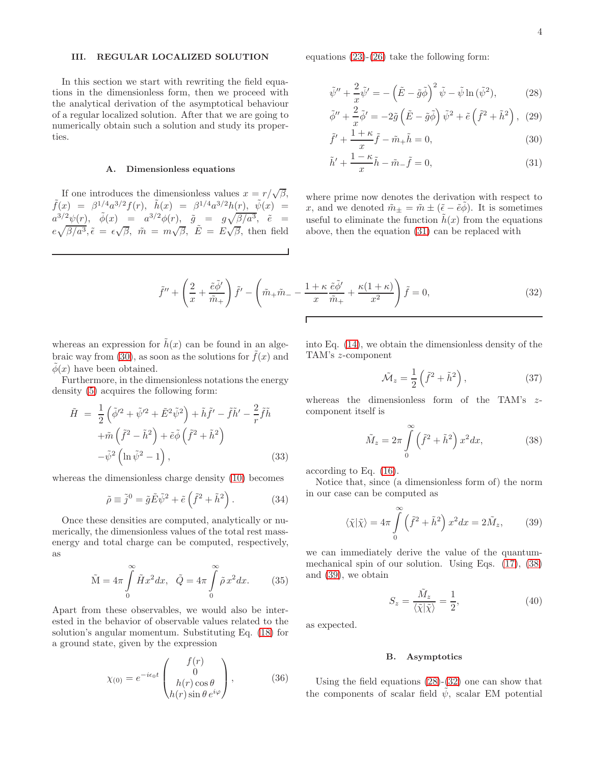## III. REGULAR LOCALIZED SOLUTION

In this section we start with rewriting the field equations in the dimensionless form, then we proceed with the analytical derivation of the asymptotical behaviour of a regular localized solution. After that we are going to numerically obtain such a solution and study its properties.

### A. Dimensionless equations

If one introduces the dimensionless values $x = r/\sqrt{\beta}$, $\tilde{f}(x) = \beta^{1/4} a^{3/2} f(r)$, $\tilde{h}(x) = \beta^{1/4} a^{3/2} h(r)$, $\tilde{\psi}(x) = a^{3/2}\psi(r)$, $\tilde{\phi}(x) = a^{3/2}\phi(r)$, $\tilde{g} = g\sqrt{\beta/a^3}$, $\tilde{e} = e\sqrt{\beta/a^3}, \tilde{\epsilon} = \epsilon\sqrt{\beta}$, $\tilde{m} = m\sqrt{\beta}$, $\tilde{E} = E\sqrt{\beta}$, then field equations (23)-(26) take the following form:

$$
\tilde{\psi}'' + \frac{2}{x}\tilde{\psi}' = -\left(\tilde{E} - \tilde{g}\tilde{\phi}\right)^2 \tilde{\psi} - \tilde{\psi}\ln(\tilde{\psi}^2), \tag{28}
$$

$$
\tilde{\phi}'' + \frac{2}{x}\tilde{\phi}' = -2\tilde{g}\left(\tilde{E} - \tilde{g}\tilde{\phi}\right)\tilde{\psi}^2 + \tilde{e}\left(\tilde{f}^2 + \tilde{h}^2\right), \tag{29}
$$

$$
\tilde{f}' + \frac{1+\kappa}{x}\tilde{f} - \tilde{m}_+ \tilde{h} = 0, \tag{30}
$$

$$
\tilde{h}' + \frac{1-\kappa}{x}\tilde{h} - \tilde{m}_- \tilde{f} = 0, \tag{31}
$$

where prime now denotes the derivation with respect to $x$, and we denoted $\tilde{m}_\pm = \tilde{m} \pm (\tilde{\epsilon} - \tilde{e}\tilde{\phi})$. It is sometimes useful to eliminate the function $\tilde{h}(x)$ from the equations above, then the equation (31) can be replaced with

$$
\tilde{f}'' + \left(\frac{2}{x} + \frac{\tilde{e}\tilde{\phi}'}{\tilde{m}_+}\right)\tilde{f}' - \left(\tilde{m}_+\tilde{m}_- - \frac{1+\kappa}{x}\frac{\tilde{e}\tilde{\phi}'}{\tilde{m}_+} + \frac{\kappa(1+\kappa)}{x^2}\right)\tilde{f} = 0, \tag{32}
$$

whereas an expression for $\tilde{h}(x)$ can be found in an algebraic way from (30), as soon as the solutions for $\tilde{f}(x)$ and $\tilde{\phi}(x)$ have been obtained.

Furthermore, in the dimensionless notations the energy density (5) acquires the following form:

$$
\begin{aligned}
\tilde{H} &= \frac{1}{2}\left(\tilde{\phi}'^2 + \tilde{\psi}'^2 + \tilde{E}^2\tilde{\psi}^2\right) + \tilde{h}\tilde{f}' - \tilde{f}\tilde{h}' - \frac{2}{r}\tilde{f}\tilde{h} \\
&+ \tilde{m}\left(\tilde{f}^2 - \tilde{h}^2\right) + \tilde{e}\tilde{\phi}\left(\tilde{f}^2 + \tilde{h}^2\right) \\
&- \tilde{\psi}^2\left(\ln\tilde{\psi}^2 - 1\right),
\end{aligned} \tag{33}
$$

whereas the dimensionless charge density (10) becomes

$$
\tilde{\rho} \equiv \tilde{j}^0 = \tilde{g}\tilde{E}\tilde{\psi}^2 + \tilde{e}\left(\tilde{f}^2 + \tilde{h}^2\right). \tag{34}
$$

Once these densities are computed, analytically or numerically, the dimensionless values of the total rest mass-energy and total charge can be computed, respectively, as

$$
\tilde{\mathrm{M}} = 4\pi\int_0^\infty \tilde{H} x^2 dx, \quad \tilde{Q} = 4\pi\int_0^\infty \tilde{\rho}\, x^2 dx. \tag{35}
$$

Apart from these observables, we would also be interested in the behavior of observable values related to the solution's angular momentum. Substituting Eq. (18) for a ground state, given by the expression

$$
\chi_{(0)} = e^{-i\epsilon_0 t}\begin{pmatrix} f(r) \\ 0 \\ h(r)\cos\theta \\ h(r)\sin\theta\, e^{i\varphi} \end{pmatrix}, \tag{36}
$$

into Eq. (14), we obtain the dimensionless density of the TAM's $z$-component

$$
\tilde{\mathcal{M}}_z = \frac{1}{2}\left(\tilde{f}^2 + \tilde{h}^2\right), \tag{37}
$$

whereas the dimensionless form of the TAM's $z$-component itself is

$$
\tilde{M}_z = 2\pi\int_0^\infty \left(\tilde{f}^2 + \tilde{h}^2\right) x^2 dx, \tag{38}
$$

according to Eq. (16).

Notice that, since (a dimensionless form of) the norm in our case can be computed as

$$
\langle\tilde{\chi}|\tilde{\chi}\rangle = 4\pi\int_0^\infty \left(\tilde{f}^2 + \tilde{h}^2\right) x^2 dx = 2\tilde{M}_z, \tag{39}
$$

we can immediately derive the value of the quantum-mechanical spin of our solution. Using Eqs. (17), (38) and (39), we obtain

$$
S_z = \frac{\tilde{M}_z}{\langle\tilde{\chi}|\tilde{\chi}\rangle} = \frac{1}{2}, \tag{40}
$$

as expected.

### B. Asymptotics

Using the field equations (28)-(32) one can show that the components of scalar field $\tilde{\psi}$, scalar EM potential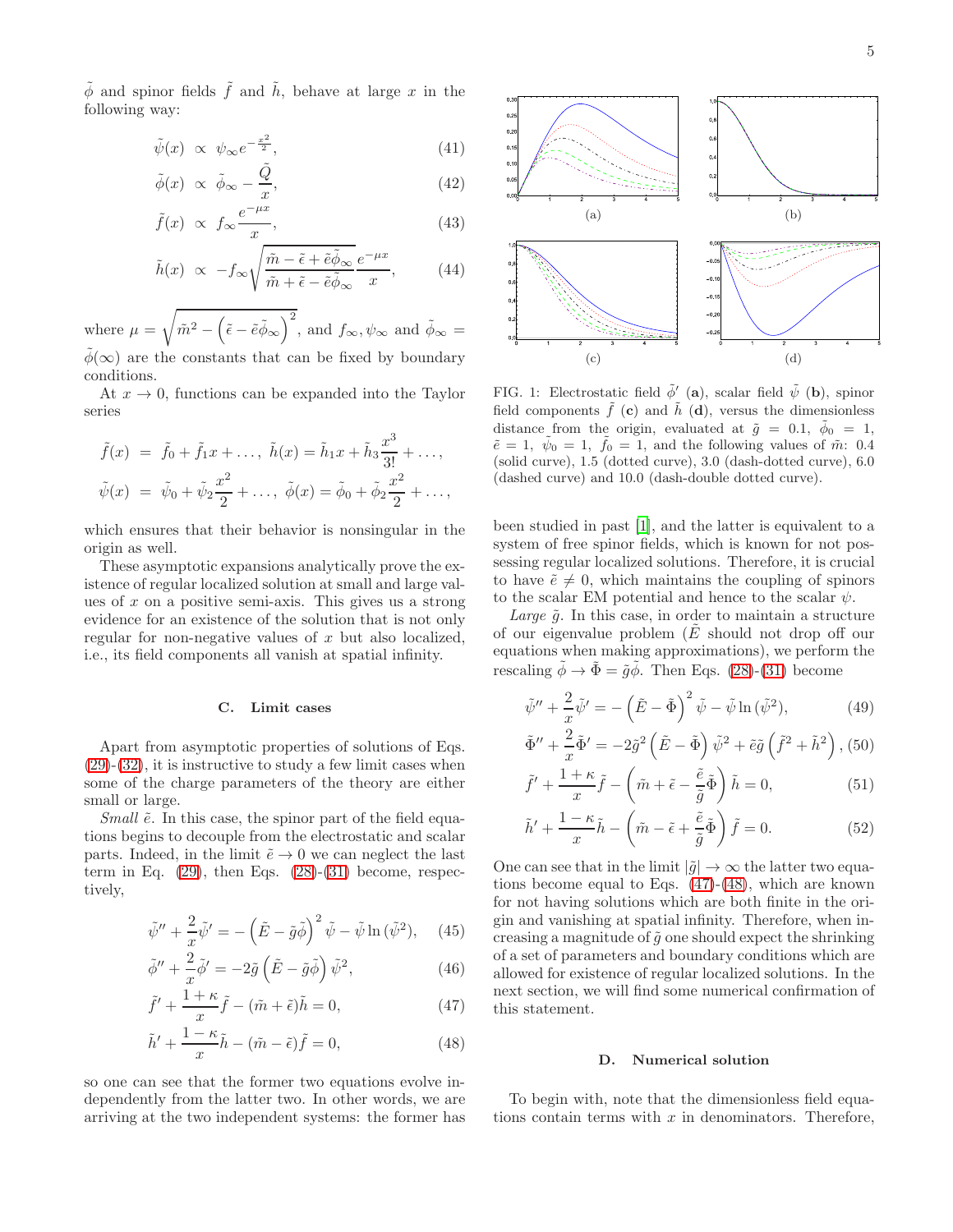$\tilde{\phi}$ and spinor fields $\tilde{f}$ and $\tilde{h}$, behave at large $x$ in the following way:

$$\tilde{\psi}(x) \propto \psi_\infty e^{-\frac{x^2}{2}}, \tag{41}$$

$$\tilde{\phi}(x) \propto \tilde{\phi}_\infty - \frac{\tilde{Q}}{x}, \tag{42}$$

$$\tilde{f}(x) \propto f_\infty \frac{e^{-\mu x}}{x}, \tag{43}$$

$$\tilde{h}(x) \propto -f_\infty \sqrt{\frac{\tilde{m} - \tilde{\epsilon} + \tilde{e}\tilde{\phi}_\infty}{\tilde{m} + \tilde{\epsilon} - \tilde{e}\tilde{\phi}_\infty}} \frac{e^{-\mu x}}{x}, \tag{44}$$

where $\mu = \sqrt{\tilde{m}^2 - \left(\tilde{\epsilon} - \tilde{e}\tilde{\phi}_\infty\right)^2}$, and $f_\infty, \psi_\infty$ and $\tilde{\phi}_\infty = \tilde{\phi}(\infty)$ are the constants that can be fixed by boundary conditions.

At $x \to 0$, functions can be expanded into the Taylor series

$$\tilde{f}(x) = \tilde{f}_0 + \tilde{f}_1 x + \ldots, \; \tilde{h}(x) = \tilde{h}_1 x + \tilde{h}_3 \frac{x^3}{3!} + \ldots,$$

$$\tilde{\psi}(x) = \tilde{\psi}_0 + \tilde{\psi}_2 \frac{x^2}{2} + \ldots, \; \tilde{\phi}(x) = \tilde{\phi}_0 + \tilde{\phi}_2 \frac{x^2}{2} + \ldots,$$

which ensures that their behavior is nonsingular in the origin as well.

These asymptotic expansions analytically prove the existence of regular localized solution at small and large values of $x$ on a positive semi-axis. This gives us a strong evidence for an existence of the solution that is not only regular for non-negative values of $x$ but also localized, i.e., its field components all vanish at spatial infinity.

### C. Limit cases

Apart from asymptotic properties of solutions of Eqs. (29)-(32), it is instructive to study a few limit cases when some of the charge parameters of the theory are either small or large.

*Small* $\tilde{e}$. In this case, the spinor part of the field equations begins to decouple from the electrostatic and scalar parts. Indeed, in the limit $\tilde{e} \to 0$ we can neglect the last term in Eq. (29), then Eqs. (28)-(31) become, respectively,

$$\tilde{\psi}'' + \frac{2}{x}\tilde{\psi}' = -\left(\tilde{E} - \tilde{g}\tilde{\phi}\right)^2 \tilde{\psi} - \tilde{\psi}\ln(\tilde{\psi}^2), \tag{45}$$

$$\tilde{\phi}'' + \frac{2}{x}\tilde{\phi}' = -2\tilde{g}\left(\tilde{E} - \tilde{g}\tilde{\phi}\right)\tilde{\psi}^2, \tag{46}$$

$$\tilde{f}' + \frac{1+\kappa}{x}\tilde{f} - (\tilde{m} + \tilde{\epsilon})\tilde{h} = 0, \tag{47}$$

$$\tilde{h}' + \frac{1-\kappa}{x}\tilde{h} - (\tilde{m} - \tilde{\epsilon})\tilde{f} = 0, \tag{48}$$

so one can see that the former two equations evolve independently from the latter two. In other words, we are arriving at the two independent systems: the former has been studied in past [1], and the latter is equivalent to a system of free spinor fields, which is known for not possessing regular localized solutions. Therefore, it is crucial to have $\tilde{e} \neq 0$, which maintains the coupling of spinors to the scalar EM potential and hence to the scalar $\psi$.

FIG. 1: Electrostatic field $\tilde{\phi}'$ (**a**), scalar field $\tilde{\psi}$ (**b**), spinor field components $\tilde{f}$ (**c**) and $\tilde{h}$ (**d**), versus the dimensionless distance from the origin, evaluated at $\tilde{g} = 0.1$, $\tilde{\phi}_0 = 1$, $\tilde{e} = 1$, $\tilde{\psi}_0 = 1$, $\tilde{f}_0 = 1$, and the following values of $\tilde{m}$: 0.4 (solid curve), 1.5 (dotted curve), 3.0 (dash-dotted curve), 6.0 (dashed curve) and 10.0 (dash-double dotted curve).

*Large* $\tilde{g}$. In this case, in order to maintain a structure of our eigenvalue problem ($\tilde{E}$ should not drop off our equations when making approximations), we perform the rescaling $\tilde{\phi} \to \tilde{\Phi} = \tilde{g}\tilde{\phi}$. Then Eqs. (28)-(31) become

$$\tilde{\psi}'' + \frac{2}{x}\tilde{\psi}' = -\left(\tilde{E} - \tilde{\Phi}\right)^2 \tilde{\psi} - \tilde{\psi}\ln(\tilde{\psi}^2), \tag{49}$$

$$\tilde{\Phi}'' + \frac{2}{x}\tilde{\Phi}' = -2\tilde{g}^2\left(\tilde{E} - \tilde{\Phi}\right)\tilde{\psi}^2 + \tilde{e}\tilde{g}\left(\tilde{f}^2 + \tilde{h}^2\right), \tag{50}$$

$$\tilde{f}' + \frac{1+\kappa}{x}\tilde{f} - \left(\tilde{m} + \tilde{\epsilon} - \frac{\tilde{e}}{\tilde{g}}\tilde{\Phi}\right)\tilde{h} = 0, \tag{51}$$

$$\tilde{h}' + \frac{1-\kappa}{x}\tilde{h} - \left(\tilde{m} - \tilde{\epsilon} + \frac{\tilde{e}}{\tilde{g}}\tilde{\Phi}\right)\tilde{f} = 0. \tag{52}$$

One can see that in the limit $|\tilde{g}| \to \infty$ the latter two equations become equal to Eqs. (47)-(48), which are known for not having solutions which are both finite in the origin and vanishing at spatial infinity. Therefore, when increasing a magnitude of $\tilde{g}$ one should expect the shrinking of a set of parameters and boundary conditions which are allowed for existence of regular localized solutions. In the next section, we will find some numerical confirmation of this statement.

### D. Numerical solution

To begin with, note that the dimensionless field equations contain terms with $x$ in denominators. Therefore,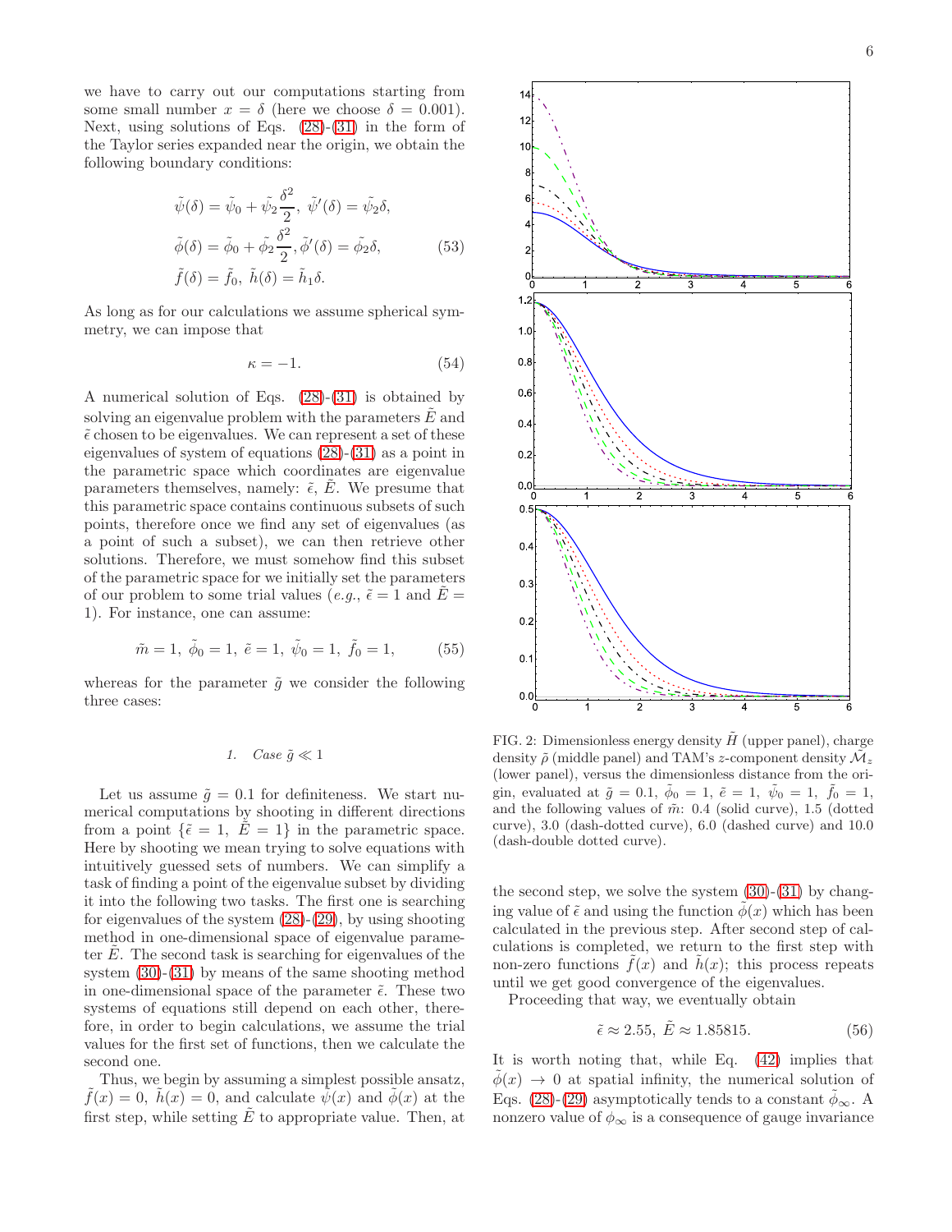we have to carry out our computations starting from some small number $x = \delta$ (here we choose $\delta = 0.001$). Next, using solutions of Eqs. (28)-(31) in the form of the Taylor series expanded near the origin, we obtain the following boundary conditions:

$$
\begin{aligned}
&\tilde{\psi}(\delta) = \tilde{\psi}_0 + \tilde{\psi}_2 \frac{\delta^2}{2},\ \tilde{\psi}'(\delta) = \tilde{\psi}_2 \delta, \\
&\tilde{\phi}(\delta) = \tilde{\phi}_0 + \tilde{\phi}_2 \frac{\delta^2}{2}, \tilde{\phi}'(\delta) = \tilde{\phi}_2 \delta, \\
&\tilde{f}(\delta) = \tilde{f}_0,\ \tilde{h}(\delta) = \tilde{h}_1 \delta.
\end{aligned} \tag{53}
$$

As long as for our calculations we assume spherical symmetry, we can impose that

$$
\kappa = -1. \tag{54}
$$

A numerical solution of Eqs. (28)-(31) is obtained by solving an eigenvalue problem with the parameters $\tilde{E}$ and $\tilde{\epsilon}$ chosen to be eigenvalues. We can represent a set of these eigenvalues of system of equations (28)-(31) as a point in the parametric space which coordinates are eigenvalue parameters themselves, namely: $\tilde{\epsilon}$, $\tilde{E}$. We presume that this parametric space contains continuous subsets of such points, therefore once we find any set of eigenvalues (as a point of such a subset), we can then retrieve other solutions. Therefore, we must somehow find this subset of the parametric space for we initially set the parameters of our problem to some trial values (*e.g.*, $\tilde{\epsilon} = 1$ and $\tilde{E} = 1$). For instance, one can assume:

$$
\tilde{m} = 1,\ \tilde{\phi}_0 = 1,\ \tilde{e} = 1,\ \tilde{\psi}_0 = 1,\ \tilde{f}_0 = 1, \tag{55}
$$

whereas for the parameter $\tilde{g}$ we consider the following three cases:

### 1. Case $\tilde{g} \ll 1$

Let us assume $\tilde{g} = 0.1$ for definiteness. We start numerical computations by shooting in different directions from a point $\{\tilde{\epsilon} = 1,\ \tilde{E} = 1\}$ in the parametric space. Here by shooting we mean trying to solve equations with intuitively guessed sets of numbers. We can simplify a task of finding a point of the eigenvalue subset by dividing it into the following two tasks. The first one is searching for eigenvalues of the system (28)-(29), by using shooting method in one-dimensional space of eigenvalue parameter $\tilde{E}$. The second task is searching for eigenvalues of the system (30)-(31) by means of the same shooting method in one-dimensional space of the parameter $\tilde{\epsilon}$. These two systems of equations still depend on each other, therefore, in order to begin calculations, we assume the trial values for the first set of functions, then we calculate the second one.

Thus, we begin by assuming a simplest possible ansatz, $\tilde{f}(x) = 0,\ \tilde{h}(x) = 0$, and calculate $\tilde{\psi}(x)$ and $\tilde{\phi}(x)$ at the first step, while setting $\tilde{E}$ to appropriate value. Then, at the second step, we solve the system (30)-(31) by changing value of $\tilde{\epsilon}$ and using the function $\tilde{\phi}(x)$ which has been calculated in the previous step. After second step of calculations is completed, we return to the first step with non-zero functions $\tilde{f}(x)$ and $\tilde{h}(x)$; this process repeats until we get good convergence of the eigenvalues.

FIG. 2: Dimensionless energy density $\tilde{H}$ (upper panel), charge density $\tilde{\rho}$ (middle panel) and TAM's $z$-component density $\tilde{\mathcal{M}}_z$ (lower panel), versus the dimensionless distance from the origin, evaluated at $\tilde{g} = 0.1,\ \tilde{\phi}_0 = 1,\ \tilde{e} = 1,\ \tilde{\psi}_0 = 1,\ \tilde{f}_0 = 1$, and the following values of $\tilde{m}$: 0.4 (solid curve), 1.5 (dotted curve), 3.0 (dash-dotted curve), 6.0 (dashed curve) and 10.0 (dash-double dotted curve).

Proceeding that way, we eventually obtain

$$
\tilde{\epsilon} \approx 2.55,\ \tilde{E} \approx 1.85815. \tag{56}
$$

It is worth noting that, while Eq. (42) implies that $\tilde{\phi}(x) \to 0$ at spatial infinity, the numerical solution of Eqs. (28)-(29) asymptotically tends to a constant $\tilde{\phi}_\infty$. A nonzero value of $\phi_\infty$ is a consequence of gauge invariance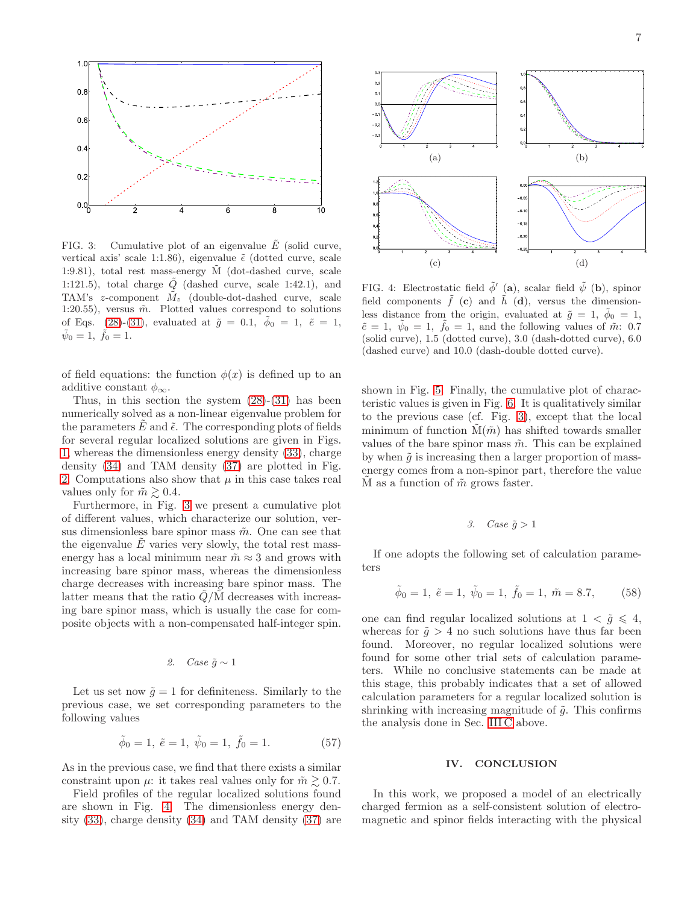FIG. 3: Cumulative plot of an eigenvalue $\tilde{E}$ (solid curve, vertical axis' scale 1:1.86), eigenvalue $\tilde{\epsilon}$ (dotted curve, scale 1:9.81), total rest mass-energy $\tilde{\mathrm{M}}$ (dot-dashed curve, scale 1:121.5), total charge $\tilde{Q}$ (dashed curve, scale 1:42.1), and TAM's $z$-component $\tilde{M}_z$ (double-dot-dashed curve, scale 1:20.55), versus $\tilde{m}$. Plotted values correspond to solutions of Eqs. (28)-(31), evaluated at $\tilde{g} = 0.1$, $\tilde{\phi}_0 = 1$, $\tilde{e} = 1$, $\tilde{\psi}_0 = 1$, $\tilde{f}_0 = 1$.

of field equations: the function $\phi(x)$ is defined up to an additive constant $\phi_\infty$.

Thus, in this section the system (28)-(31) has been numerically solved as a non-linear eigenvalue problem for the parameters $\tilde{E}$ and $\tilde{\epsilon}$. The corresponding plots of fields for several regular localized solutions are given in Figs. 1, whereas the dimensionless energy density (33), charge density (34) and TAM density (37) are plotted in Fig. 2. Computations also show that $\mu$ in this case takes real values only for $\tilde{m} \gtrsim 0.4$.

Furthermore, in Fig. 3 we present a cumulative plot of different values, which characterize our solution, versus dimensionless bare spinor mass $\tilde{m}$. One can see that the eigenvalue $\tilde{E}$ varies very slowly, the total rest mass-energy has a local minimum near $\tilde{m} \approx 3$ and grows with increasing bare spinor mass, whereas the dimensionless charge decreases with increasing bare spinor mass. The latter means that the ratio $\tilde{Q}/\tilde{\mathrm{M}}$ decreases with increasing bare spinor mass, which is usually the case for composite objects with a non-compensated half-integer spin.

### 2. Case $\tilde{g} \sim 1$

Let us set now $\tilde{g} = 1$ for definiteness. Similarly to the previous case, we set corresponding parameters to the following values

$$\tilde{\phi}_0 = 1,\ \tilde{e} = 1,\ \tilde{\psi}_0 = 1,\ \tilde{f}_0 = 1. \tag{57}$$

As in the previous case, we find that there exists a similar constraint upon $\mu$: it takes real values only for $\tilde{m} \gtrsim 0.7$.

Field profiles of the regular localized solutions found are shown in Fig. 4. The dimensionless energy density (33), charge density (34) and TAM density (37) are shown in Fig. 5. Finally, the cumulative plot of characteristic values is given in Fig. 6. It is qualitatively similar to the previous case (cf. Fig. 3), except that the local minimum of function $\tilde{\mathrm{M}}(\tilde{m})$ has shifted towards smaller values of the bare spinor mass $\tilde{m}$. This can be explained by when $\tilde{g}$ is increasing then a larger proportion of mass-energy comes from a non-spinor part, therefore the value $\tilde{\mathrm{M}}$ as a function of $\tilde{m}$ grows faster.

FIG. 4: Electrostatic field $\tilde{\phi}'$ (**a**), scalar field $\tilde{\psi}$ (**b**), spinor field components $\tilde{f}$ (**c**) and $\tilde{h}$ (**d**), versus the dimensionless distance from the origin, evaluated at $\tilde{g} = 1$, $\tilde{\phi}_0 = 1$, $\tilde{e} = 1$, $\tilde{\psi}_0 = 1$, $\tilde{f}_0 = 1$, and the following values of $\tilde{m}$: 0.7 (solid curve), 1.5 (dotted curve), 3.0 (dash-dotted curve), 6.0 (dashed curve) and 10.0 (dash-double dotted curve).

### 3. Case $\tilde{g} > 1$

If one adopts the following set of calculation parameters

$$\tilde{\phi}_0 = 1,\ \tilde{e} = 1,\ \tilde{\psi}_0 = 1,\ \tilde{f}_0 = 1,\ \tilde{m} = 8.7, \tag{58}$$

one can find regular localized solutions at $1 < \tilde{g} \leqslant 4$, whereas for $\tilde{g} > 4$ no such solutions have thus far been found. Moreover, no regular localized solutions were found for some other trial sets of calculation parameters. While no conclusive statements can be made at this stage, this probably indicates that a set of allowed calculation parameters for a regular localized solution is shrinking with increasing magnitude of $\tilde{g}$. This confirms the analysis done in Sec. III C above.

## IV. CONCLUSION

In this work, we proposed a model of an electrically charged fermion as a self-consistent solution of electromagnetic and spinor fields interacting with the physical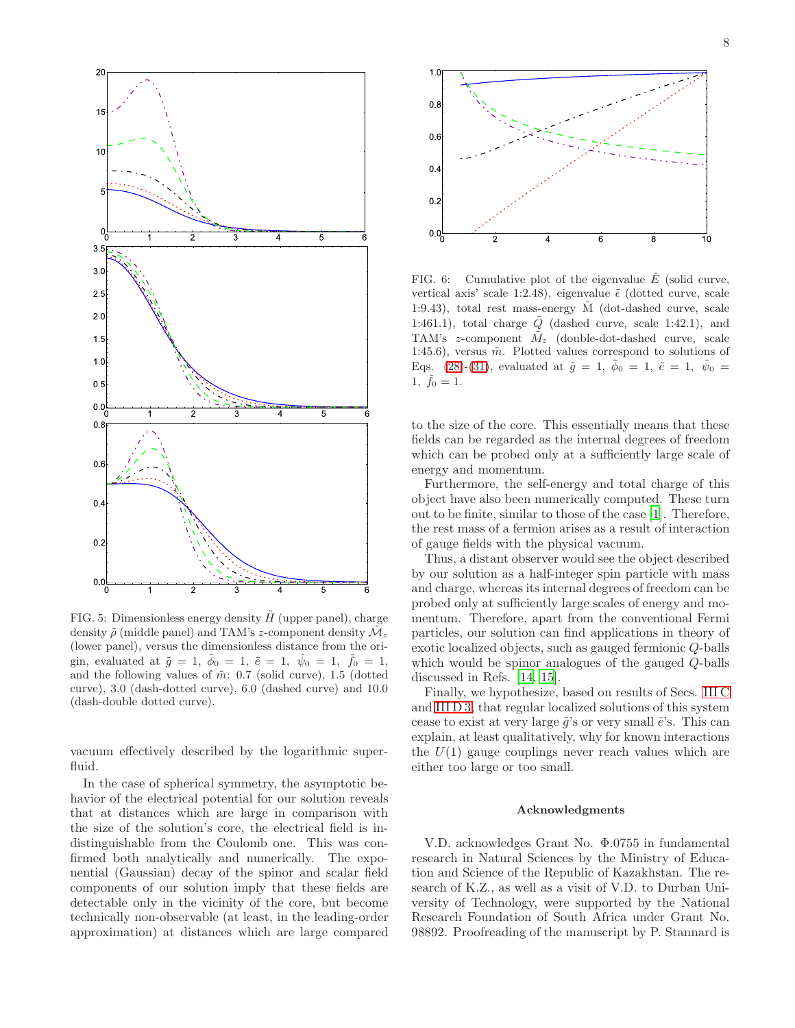FIG. 5: Dimensionless energy density $\tilde{H}$ (upper panel), charge density $\tilde{\rho}$ (middle panel) and TAM's $z$-component density $\tilde{\mathcal{M}}_z$ (lower panel), versus the dimensionless distance from the origin, evaluated at $\tilde{g} = 1$, $\tilde{\phi}_0 = 1$, $\tilde{e} = 1$, $\tilde{\psi}_0 = 1$, $\tilde{f}_0 = 1$, and the following values of $\tilde{m}$: 0.7 (solid curve), 1.5 (dotted curve), 3.0 (dash-dotted curve), 6.0 (dashed curve) and 10.0 (dash-double dotted curve).

FIG. 6: Cumulative plot of the eigenvalue $\tilde{E}$ (solid curve, vertical axis' scale 1:2.48), eigenvalue $\tilde{\epsilon}$ (dotted curve, scale 1:9.43), total rest mass-energy $\tilde{\mathrm{M}}$ (dot-dashed curve, scale 1:461.1), total charge $\tilde{Q}$ (dashed curve, scale 1:42.1), and TAM's $z$-component $\tilde{M}_z$ (double-dot-dashed curve, scale 1:45.6), versus $\tilde{m}$. Plotted values correspond to solutions of Eqs. (28)-(31), evaluated at $\tilde{g} = 1$, $\tilde{\phi}_0 = 1$, $\tilde{e} = 1$, $\tilde{\psi}_0 = 1$, $\tilde{f}_0 = 1$.

vacuum effectively described by the logarithmic superfluid.

In the case of spherical symmetry, the asymptotic behavior of the electrical potential for our solution reveals that at distances which are large in comparison with the size of the solution's core, the electrical field is indistinguishable from the Coulomb one. This was confirmed both analytically and numerically. The exponential (Gaussian) decay of the spinor and scalar field components of our solution imply that these fields are detectable only in the vicinity of the core, but become technically non-observable (at least, in the leading-order approximation) at distances which are large compared to the size of the core. This essentially means that these fields can be regarded as the internal degrees of freedom which can be probed only at a sufficiently large scale of energy and momentum.

Furthermore, the self-energy and total charge of this object have also been numerically computed. These turn out to be finite, similar to those of the case [1]. Therefore, the rest mass of a fermion arises as a result of interaction of gauge fields with the physical vacuum.

Thus, a distant observer would see the object described by our solution as a half-integer spin particle with mass and charge, whereas its internal degrees of freedom can be probed only at sufficiently large scales of energy and momentum. Therefore, apart from the conventional Fermi particles, our solution can find applications in theory of exotic localized objects, such as gauged fermionic $Q$-balls which would be spinor analogues of the gauged $Q$-balls discussed in Refs. [14, 15].

Finally, we hypothesize, based on results of Secs. III C and III D 3, that regular localized solutions of this system cease to exist at very large $\tilde{g}$'s or very small $\tilde{e}$'s. This can explain, at least qualitatively, why for known interactions the $U(1)$ gauge couplings never reach values which are either too large or too small.

### Acknowledgments

V.D. acknowledges Grant No. Ф.0755 in fundamental research in Natural Sciences by the Ministry of Education and Science of the Republic of Kazakhstan. The research of K.Z., as well as a visit of V.D. to Durban University of Technology, were supported by the National Research Foundation of South Africa under Grant No. 98892. Proofreading of the manuscript by P. Stannard is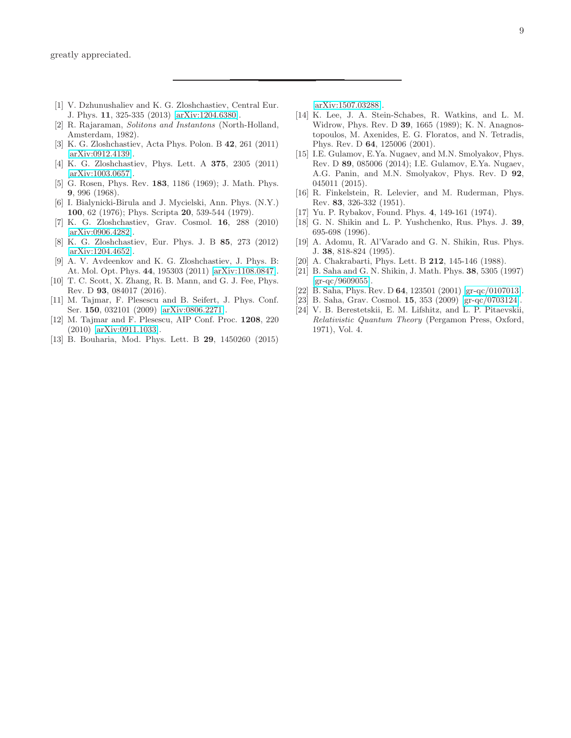greatly appreciated.

---

[1] V. Dzhunushaliev and K. G. Zloshchastiev, Central Eur. J. Phys. **11**, 325-335 (2013) [arXiv:1204.6380].

[2] R. Rajaraman, *Solitons and Instantons* (North-Holland, Amsterdam, 1982).

[3] K. G. Zloshchastiev, Acta Phys. Polon. B **42**, 261 (2011) [arXiv:0912.4139].

[4] K. G. Zloshchastiev, Phys. Lett. A **375**, 2305 (2011) [arXiv:1003.0657].

[5] G. Rosen, Phys. Rev. **183**, 1186 (1969); J. Math. Phys. **9**, 996 (1968).

[6] I. Bialynicki-Birula and J. Mycielski, Ann. Phys. (N.Y.) **100**, 62 (1976); Phys. Scripta **20**, 539-544 (1979).

[7] K. G. Zloshchastiev, Grav. Cosmol. **16**, 288 (2010) [arXiv:0906.4282].

[8] K. G. Zloshchastiev, Eur. Phys. J. B **85**, 273 (2012) [arXiv:1204.4652].

[9] A. V. Avdeenkov and K. G. Zloshchastiev, J. Phys. B: At. Mol. Opt. Phys. **44**, 195303 (2011) [arXiv:1108.0847].

[10] T. C. Scott, X. Zhang, R. B. Mann, and G. J. Fee, Phys. Rev. D **93**, 084017 (2016).

[11] M. Tajmar, F. Plesescu and B. Seifert, J. Phys. Conf. Ser. **150**, 032101 (2009) [arXiv:0806.2271].

[12] M. Tajmar and F. Plesescu, AIP Conf. Proc. **1208**, 220 (2010) [arXiv:0911.1033].

[13] B. Bouharia, Mod. Phys. Lett. B **29**, 1450260 (2015) [arXiv:1507.03288].

[14] K. Lee, J. A. Stein-Schabes, R. Watkins, and L. M. Widrow, Phys. Rev. D **39**, 1665 (1989); K. N. Anagnostopoulos, M. Axenides, E. G. Floratos, and N. Tetradis, Phys. Rev. D **64**, 125006 (2001).

[15] I.E. Gulamov, E.Ya. Nugaev, and M.N. Smolyakov, Phys. Rev. D **89**, 085006 (2014); I.E. Gulamov, E.Ya. Nugaev, A.G. Panin, and M.N. Smolyakov, Phys. Rev. D **92**, 045011 (2015).

[16] R. Finkelstein, R. Lelevier, and M. Ruderman, Phys. Rev. **83**, 326-332 (1951).

[17] Yu. P. Rybakov, Found. Phys. **4**, 149-161 (1974).

[18] G. N. Shikin and L. P. Yushchenko, Rus. Phys. J. **39**, 695-698 (1996).

[19] A. Adomu, R. Al'Varado and G. N. Shikin, Rus. Phys. J. **38**, 818-824 (1995).

[20] A. Chakrabarti, Phys. Lett. B **212**, 145-146 (1988).

[21] B. Saha and G. N. Shikin, J. Math. Phys. **38**, 5305 (1997) [gr-qc/9609055].

[22] B. Saha, Phys. Rev. D **64**, 123501 (2001) [gr-qc/0107013].

[23] B. Saha, Grav. Cosmol. **15**, 353 (2009) [gr-qc/0703124].

[24] V. B. Berestetskii, E. M. Lifshitz, and L. P. Pitaevskii, *Relativistic Quantum Theory* (Pergamon Press, Oxford, 1971), Vol. 4.